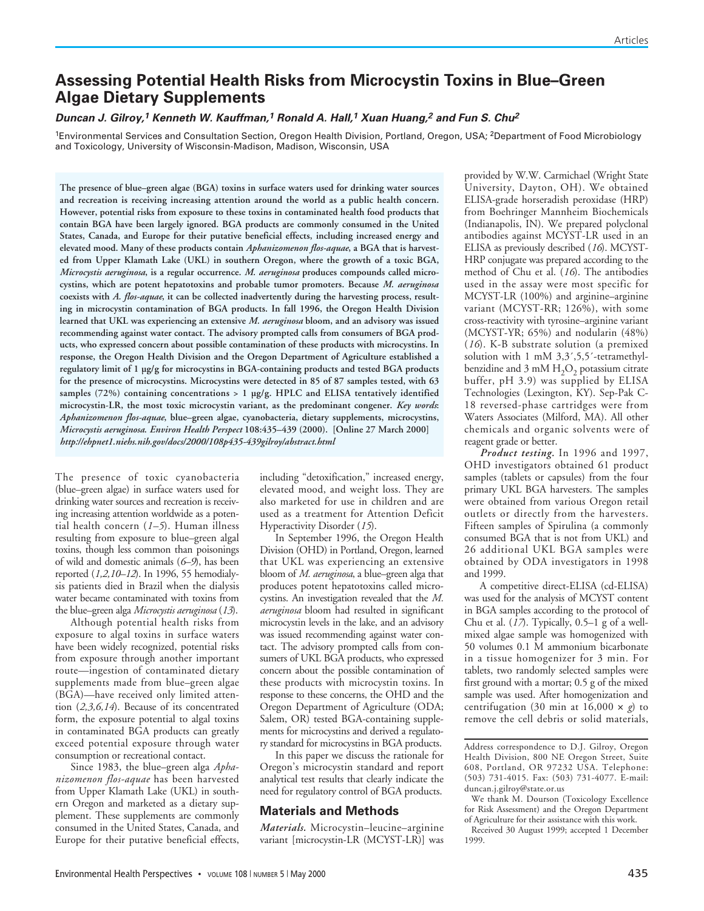# Assessing Potential Health Risks from Microcystin Toxins in Blue–Green Algae Dietary Supplements

***Duncan J. Gilroy,[1] Kenneth W. Kauffman,[1] Ronald A. Hall,[1] Xuan Huang,[2] and Fun S. Chu[2]***

[1]Environmental Services and Consultation Section, Oregon Health Division, Portland, Oregon, USA; [2]Department of Food Microbiology and Toxicology, University of Wisconsin-Madison, Madison, Wisconsin, USA

**The presence of blue–green algae (BGA) toxins in surface waters used for drinking water sources and recreation is receiving increasing attention around the world as a public health concern. However, potential risks from exposure to these toxins in contaminated health food products that contain BGA have been largely ignored. BGA products are commonly consumed in the United States, Canada, and Europe for their putative beneficial effects, including increased energy and elevated mood. Many of these products contain *Aphanizomenon flos-aquae*, a BGA that is harvested from Upper Klamath Lake (UKL) in southern Oregon, where the growth of a toxic BGA, *Microcystis aeruginosa*, is a regular occurrence. *M. aeruginosa* produces compounds called microcystins, which are potent hepatotoxins and probable tumor promoters. Because *M. aeruginosa* coexists with *A. flos-aquae*, it can be collected inadvertently during the harvesting process, resulting in microcystin contamination of BGA products. In fall 1996, the Oregon Health Division learned that UKL was experiencing an extensive *M. aeruginosa* bloom, and an advisory was issued recommending against water contact. The advisory prompted calls from consumers of BGA products, who expressed concern about possible contamination of these products with microcystins. In response, the Oregon Health Division and the Oregon Department of Agriculture established a regulatory limit of 1 µg/g for microcystins in BGA-containing products and tested BGA products for the presence of microcystins. Microcystins were detected in 85 of 87 samples tested, with 63 samples (72%) containing concentrations > 1 µg/g. HPLC and ELISA tentatively identified microcystin-LR, the most toxic microcystin variant, as the predominant congener.** ***Key words*****: *Aphanizomenon flos-aquae*, blue–green algae, cyanobacteria, dietary supplements, microcystins, *Microcystis aeruginosa*. *Environ Health Perspect* 108:435–439 (2000). [Online 27 March 2000]** ***http://ehpnet1.niehs.nih.gov/docs/2000/108p435-439gilroy/abstract.html***

The presence of toxic cyanobacteria (blue–green algae) in surface waters used for drinking water sources and recreation is receiving increasing attention worldwide as a potential health concern (*1–5*). Human illness resulting from exposure to blue–green algal toxins, though less common than poisonings of wild and domestic animals (*6–9*), has been reported (*1,2,10–12*). In 1996, 55 hemodialysis patients died in Brazil when the dialysis water became contaminated with toxins from the blue–green alga *Microcystis aeruginosa* (*13*).

Although potential health risks from exposure to algal toxins in surface waters have been widely recognized, potential risks from exposure through another important route—ingestion of contaminated dietary supplements made from blue–green algae (BGA)—have received only limited attention (*2,3,6,14*). Because of its concentrated form, the exposure potential to algal toxins in contaminated BGA products can greatly exceed potential exposure through water consumption or recreational contact.

Since 1983, the blue–green alga *Aphanizomenon flos-aquae* has been harvested from Upper Klamath Lake (UKL) in southern Oregon and marketed as a dietary supplement. These supplements are commonly consumed in the United States, Canada, and Europe for their putative beneficial effects, including "detoxification," increased energy, elevated mood, and weight loss. They are also marketed for use in children and are used as a treatment for Attention Deficit Hyperactivity Disorder (*15*).

In September 1996, the Oregon Health Division (OHD) in Portland, Oregon, learned that UKL was experiencing an extensive bloom of *M. aeruginosa*, a blue–green alga that produces potent hepatotoxins called microcystins. An investigation revealed that the *M. aeruginosa* bloom had resulted in significant microcystin levels in the lake, and an advisory was issued recommending against water contact. The advisory prompted calls from consumers of UKL BGA products, who expressed concern about the possible contamination of these products with microcystin toxins. In response to these concerns, the OHD and the Oregon Department of Agriculture (ODA; Salem, OR) tested BGA-containing supplements for microcystins and derived a regulatory standard for microcystins in BGA products.

In this paper we discuss the rationale for Oregon's microcystin standard and report analytical test results that clearly indicate the need for regulatory control of BGA products.

## Materials and Methods

***Materials.*** Microcystin–leucine–arginine variant [microcystin-LR (MCYST-LR)] was provided by W.W. Carmichael (Wright State University, Dayton, OH). We obtained ELISA-grade horseradish peroxidase (HRP) from Boehringer Mannheim Biochemicals (Indianapolis, IN). We prepared polyclonal antibodies against MCYST-LR used in an ELISA as previously described (*16*). MCYST-HRP conjugate was prepared according to the method of Chu et al. (*16*). The antibodies used in the assay were most specific for MCYST-LR (100%) and arginine–arginine variant (MCYST-RR; 126%), with some cross-reactivity with tyrosine–arginine variant (MCYST-YR; 65%) and nodularin (48%) (*16*). K-B substrate solution (a premixed solution with 1 mM 3,3′,5,5′-tetramethylbenzidine and 3 mM $H_2O_2$ potassium citrate buffer, pH 3.9) was supplied by ELISA Technologies (Lexington, KY). Sep-Pak C-18 reversed-phase cartridges were from Waters Associates (Milford, MA). All other chemicals and organic solvents were of reagent grade or better.

***Product testing.*** In 1996 and 1997, OHD investigators obtained 61 product samples (tablets or capsules) from the four primary UKL BGA harvesters. The samples were obtained from various Oregon retail outlets or directly from the harvesters. Fifteen samples of Spirulina (a commonly consumed BGA that is not from UKL) and 26 additional UKL BGA samples were obtained by ODA investigators in 1998 and 1999.

A competitive direct-ELISA (cd-ELISA) was used for the analysis of MCYST content in BGA samples according to the protocol of Chu et al. (*17*). Typically, 0.5–1 g of a well-mixed algae sample was homogenized with 50 volumes 0.1 M ammonium bicarbonate in a tissue homogenizer for 3 min. For tablets, two randomly selected samples were first ground with a mortar; 0.5 g of the mixed sample was used. After homogenization and centrifugation (30 min at 16,000 × *g*) to remove the cell debris or solid materials,

Address correspondence to D.J. Gilroy, Oregon Health Division, 800 NE Oregon Street, Suite 608, Portland, OR 97232 USA. Telephone: (503) 731-4015. Fax: (503) 731-4077. E-mail: duncan.j.gilroy@state.or.us

We thank M. Dourson (Toxicology Excellence for Risk Assessment) and the Oregon Department of Agriculture for their assistance with this work.

Received 30 August 1999; accepted 1 December 1999.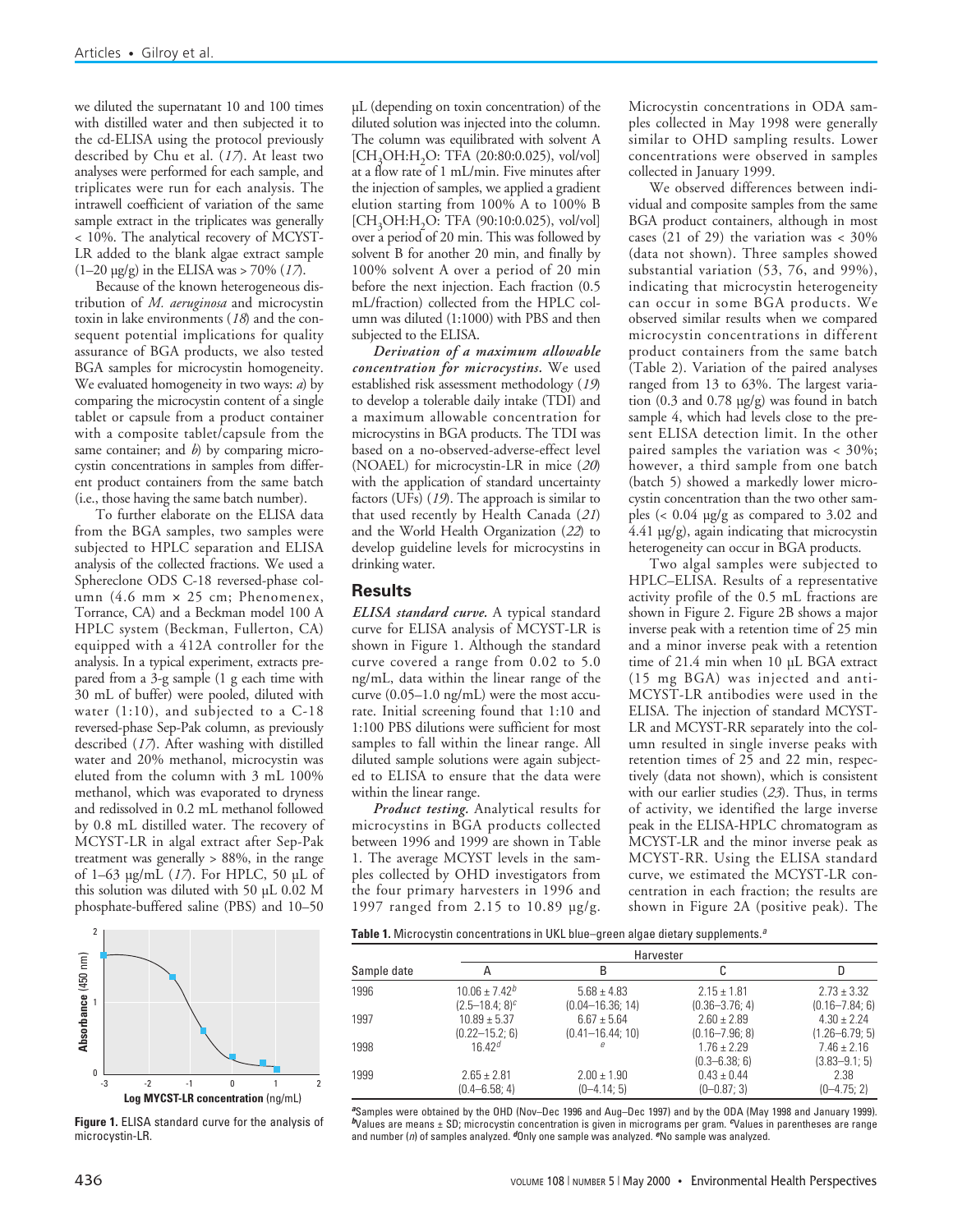we diluted the supernatant 10 and 100 times with distilled water and then subjected it to the cd-ELISA using the protocol previously described by Chu et al. (17). At least two analyses were performed for each sample, and triplicates were run for each analysis. The intrawell coefficient of variation of the same sample extract in the triplicates was generally < 10%. The analytical recovery of MCYST-LR added to the blank algae extract sample (1–20 µg/g) in the ELISA was > 70% (17).

Because of the known heterogeneous distribution of *M. aeruginosa* and microcystin toxin in lake environments (18) and the consequent potential implications for quality assurance of BGA products, we also tested BGA samples for microcystin homogeneity. We evaluated homogeneity in two ways: *a*) by comparing the microcystin content of a single tablet or capsule from a product container with a composite tablet/capsule from the same container; and *b*) by comparing microcystin concentrations in samples from different product containers from the same batch (i.e., those having the same batch number).

To further elaborate on the ELISA data from the BGA samples, two samples were subjected to HPLC separation and ELISA analysis of the collected fractions. We used a Sphereclone ODS C-18 reversed-phase column (4.6 mm × 25 cm; Phenomenex, Torrance, CA) and a Beckman model 100 A HPLC system (Beckman, Fullerton, CA) equipped with a 412A controller for the analysis. In a typical experiment, extracts prepared from a 3-g sample (1 g each time with 30 mL of buffer) were pooled, diluted with water (1:10), and subjected to a C-18 reversed-phase Sep-Pak column, as previously described (17). After washing with distilled water and 20% methanol, microcystin was eluted from the column with 3 mL 100% methanol, which was evaporated to dryness and redissolved in 0.2 mL methanol followed by 0.8 mL distilled water. The recovery of MCYST-LR in algal extract after Sep-Pak treatment was generally > 88%, in the range of 1–63 µg/mL (17). For HPLC, 50 µL of this solution was diluted with 50 µL 0.02 M phosphate-buffered saline (PBS) and 10–50 µL (depending on toxin concentration) of the diluted solution was injected into the column. The column was equilibrated with solvent A [$CH_3OH$:$H_2O$: TFA (20:80:0.025), vol/vol] at a flow rate of 1 mL/min. Five minutes after the injection of samples, we applied a gradient elution starting from 100% A to 100% B [$CH_3OH$:$H_2O$: TFA (90:10:0.025), vol/vol] over a period of 20 min. This was followed by solvent B for another 20 min, and finally by 100% solvent A over a period of 20 min before the next injection. Each fraction (0.5 mL/fraction) collected from the HPLC column was diluted (1:1000) with PBS and then subjected to the ELISA.

***Derivation of a maximum allowable concentration for microcystins.*** We used established risk assessment methodology (19) to develop a tolerable daily intake (TDI) and a maximum allowable concentration for microcystins in BGA products. The TDI was based on a no-observed-adverse-effect level (NOAEL) for microcystin-LR in mice (20) with the application of standard uncertainty factors (UFs) (19). The approach is similar to that used recently by Health Canada (21) and the World Health Organization (22) to develop guideline levels for microcystins in drinking water.

## Results

***ELISA standard curve.*** A typical standard curve for ELISA analysis of MCYST-LR is shown in Figure 1. Although the standard curve covered a range from 0.02 to 5.0 ng/mL, data within the linear range of the curve (0.05–1.0 ng/mL) were the most accurate. Initial screening found that 1:10 and 1:100 PBS dilutions were sufficient for most samples to fall within the linear range. All diluted sample solutions were again subjected to ELISA to ensure that the data were within the linear range.

**Figure 1.** ELISA standard curve for the analysis of microcystin-LR.

***Product testing.*** Analytical results for microcystins in BGA products collected between 1996 and 1999 are shown in Table 1. The average MCYST levels in the samples collected by OHD investigators from the four primary harvesters in 1996 and 1997 ranged from 2.15 to 10.89 µg/g. Microcystin concentrations in ODA samples collected in May 1998 were generally similar to OHD sampling results. Lower concentrations were observed in samples collected in January 1999.

We observed differences between individual and composite samples from the same BGA product containers, although in most cases (21 of 29) the variation was < 30% (data not shown). Three samples showed substantial variation (53, 76, and 99%), indicating that microcystin heterogeneity can occur in some BGA products. We observed similar results when we compared microcystin concentrations in different product containers from the same batch (Table 2). Variation of the paired analyses ranged from 13 to 63%. The largest variation (0.3 and 0.78 µg/g) was found in batch sample 4, which had levels close to the present ELISA detection limit. In the other paired samples the variation was < 30%; however, a third sample from one batch (batch 5) showed a markedly lower microcystin concentration than the two other samples (< 0.04 µg/g as compared to 3.02 and 4.41 µg/g), again indicating that microcystin heterogeneity can occur in BGA products.

Two algal samples were subjected to HPLC–ELISA. Results of a representative activity profile of the 0.5 mL fractions are shown in Figure 2. Figure 2B shows a major inverse peak with a retention time of 25 min and a minor inverse peak with a retention time of 21.4 min when 10 µL BGA extract (15 mg BGA) was injected and anti-MCYST-LR antibodies were used in the ELISA. The injection of standard MCYST-LR and MCYST-RR separately into the column resulted in single inverse peaks with retention times of 25 and 22 min, respectively (data not shown), which is consistent with our earlier studies (23). Thus, in terms of activity, we identified the large inverse peak in the ELISA-HPLC chromatogram as MCYST-LR and the minor inverse peak as MCYST-RR. Using the ELISA standard curve, we estimated the MCYST-LR concentration in each fraction; the results are shown in Figure 2A (positive peak). The

**Table 1.** Microcystin concentrations in UKL blue–green algae dietary supplements.[a]

| Sample date | Harvester | | | |
|---|---|---|---|---|
| | A | B | C | D |
| 1996 | 10.06 ± 7.42[b] (2.5–18.4; 8)[c] | 5.68 ± 4.83 (0.04–16.36; 14) | 2.15 ± 1.81 (0.36–3.76; 4) | 2.73 ± 3.32 (0.16–7.84; 6) |
| 1997 | 10.89 ± 5.37 (0.22–15.2; 6) | 6.67 ± 5.64 (0.41–16.44; 10) | 2.60 ± 2.89 (0.16–7.96; 8) | 4.30 ± 2.24 (1.26–6.79; 5) |
| 1998 | 16.42[d] | [e] | 1.76 ± 2.29 (0.3–6.38; 6) | 7.46 ± 2.16 (3.83–9.1; 5) |
| 1999 | 2.65 ± 2.81 (0.4–6.58; 4) | 2.00 ± 1.90 (0–4.14; 5) | 0.43 ± 0.44 (0–0.87; 3) | 2.38 (0–4.75; 2) |

[a]Samples were obtained by the OHD (Nov–Dec 1996 and Aug–Dec 1997) and by the ODA (May 1998 and January 1999). [b]Values are means ± SD; microcystin concentration is given in micrograms per gram. [c]Values in parentheses are range and number (*n*) of samples analyzed. [d]Only one sample was analyzed. [e]No sample was analyzed.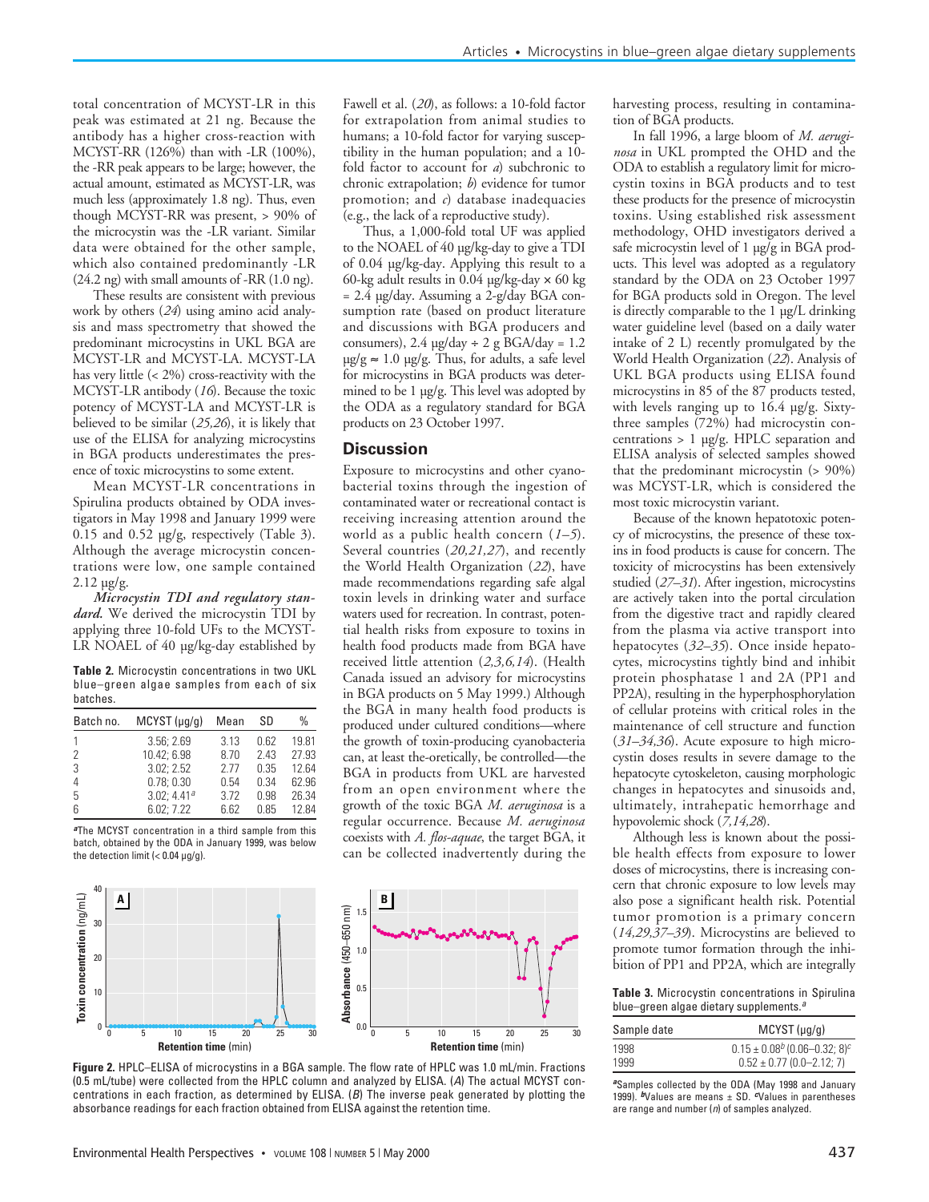total concentration of MCYST-LR in this peak was estimated at 21 ng. Because the antibody has a higher cross-reaction with MCYST-RR (126%) than with -LR (100%), the -RR peak appears to be large; however, the actual amount, estimated as MCYST-LR, was much less (approximately 1.8 ng). Thus, even though MCYST-RR was present, > 90% of the microcystin was the -LR variant. Similar data were obtained for the other sample, which also contained predominantly -LR (24.2 ng) with small amounts of -RR (1.0 ng).

These results are consistent with previous work by others (*24*) using amino acid analysis and mass spectrometry that showed the predominant microcystins in UKL BGA are MCYST-LR and MCYST-LA. MCYST-LA has very little (< 2%) cross-reactivity with the MCYST-LR antibody (*16*). Because the toxic potency of MCYST-LA and MCYST-LR is believed to be similar (*25,26*), it is likely that use of the ELISA for analyzing microcystins in BGA products underestimates the presence of toxic microcystins to some extent.

Mean MCYST-LR concentrations in Spirulina products obtained by ODA investigators in May 1998 and January 1999 were 0.15 and 0.52 µg/g, respectively (Table 3). Although the average microcystin concentrations were low, one sample contained 2.12 µg/g.

***Microcystin TDI and regulatory standard.*** We derived the microcystin TDI by applying three 10-fold UFs to the MCYST-LR NOAEL of 40 µg/kg-day established by Fawell et al. (*20*), as follows: a 10-fold factor for extrapolation from animal studies to humans; a 10-fold factor for varying susceptibility in the human population; and a 10-fold factor to account for *a*) subchronic to chronic extrapolation; *b*) evidence for tumor promotion; and *c*) database inadequacies (e.g., the lack of a reproductive study).

Thus, a 1,000-fold total UF was applied to the NOAEL of 40 µg/kg-day to give a TDI of 0.04 µg/kg-day. Applying this result to a 60-kg adult results in 0.04 µg/kg-day × 60 kg = 2.4 µg/day. Assuming a 2-g/day BGA consumption rate (based on product literature and discussions with BGA producers and consumers), 2.4 µg/day ÷ 2 g BGA/day = 1.2 µg/g ≈ 1.0 µg/g. Thus, for adults, a safe level for microcystins in BGA products was determined to be 1 µg/g. This level was adopted by the ODA as a regulatory standard for BGA products on 23 October 1997.

**Table 2.** Microcystin concentrations in two UKL blue–green algae samples from each of six batches.

| Batch no. | MCYST (µg/g) | Mean | SD | % |
|---|---|---|---|---|
| 1 | 3.56; 2.69 | 3.13 | 0.62 | 19.81 |
| 2 | 10.42; 6.98 | 8.70 | 2.43 | 27.93 |
| 3 | 3.02; 2.52 | 2.77 | 0.35 | 12.64 |
| 4 | 0.78; 0.30 | 0.54 | 0.34 | 62.96 |
| 5 | 3.02; 4.41[a] | 3.72 | 0.98 | 26.34 |
| 6 | 6.02; 7.22 | 6.62 | 0.85 | 12.84 |

[a]The MCYST concentration in a third sample from this batch, obtained by the ODA in January 1999, was below the detection limit (< 0.04 µg/g).

**Figure 2.** HPLC–ELISA of microcystins in a BGA sample. The flow rate of HPLC was 1.0 mL/min. Fractions (0.5 mL/tube) were collected from the HPLC column and analyzed by ELISA. (*A*) The actual MCYST concentrations in each fraction, as determined by ELISA. (*B*) The inverse peak generated by plotting the absorbance readings for each fraction obtained from ELISA against the retention time.

## Discussion

Exposure to microcystins and other cyanobacterial toxins through the ingestion of contaminated water or recreational contact is receiving increasing attention around the world as a public health concern (*1–5*). Several countries (*20,21,27*), and recently the World Health Organization (*22*), have made recommendations regarding safe algal toxin levels in drinking water and surface waters used for recreation. In contrast, potential health risks from exposure to toxins in health food products made from BGA have received little attention (*2,3,6,14*). (Health Canada issued an advisory for microcystins in BGA products on 5 May 1999.) Although the BGA in many health food products is produced under cultured conditions—where the growth of toxin-producing cyanobacteria can, at least the-oretically, be controlled—the BGA in products from UKL are harvested from an open environment where the growth of the toxic BGA *M. aeruginosa* is a regular occurrence. Because *M. aeruginosa* coexists with *A. flos-aquae*, the target BGA, it can be collected inadvertently during the harvesting process, resulting in contamination of BGA products.

In fall 1996, a large bloom of *M. aeruginosa* in UKL prompted the OHD and the ODA to establish a regulatory limit for microcystin toxins in BGA products and to test these products for the presence of microcystin toxins. Using established risk assessment methodology, OHD investigators derived a safe microcystin level of 1 µg/g in BGA products. This level was adopted as a regulatory standard by the ODA on 23 October 1997 for BGA products sold in Oregon. The level is directly comparable to the 1 µg/L drinking water guideline level (based on a daily water intake of 2 L) recently promulgated by the World Health Organization (*22*). Analysis of UKL BGA products using ELISA found microcystins in 85 of the 87 products tested, with levels ranging up to 16.4 µg/g. Sixty-three samples (72%) had microcystin concentrations > 1 µg/g. HPLC separation and ELISA analysis of selected samples showed that the predominant microcystin (> 90%) was MCYST-LR, which is considered the most toxic microcystin variant.

Because of the known hepatotoxic potency of microcystins, the presence of these toxins in food products is cause for concern. The toxicity of microcystins has been extensively studied (*27–31*). After ingestion, microcystins are actively taken into the portal circulation from the digestive tract and rapidly cleared from the plasma via active transport into hepatocytes (*32–35*). Once inside hepatocytes, microcystins tightly bind and inhibit protein phosphatase 1 and 2A (PP1 and PP2A), resulting in the hyperphosphorylation of cellular proteins with critical roles in the maintenance of cell structure and function (*31–34,36*). Acute exposure to high microcystin doses results in severe damage to the hepatocyte cytoskeleton, causing morphologic changes in hepatocytes and sinusoids and, ultimately, intrahepatic hemorrhage and hypovolemic shock (*7,14,28*).

Although less is known about the possible health effects from exposure to lower doses of microcystins, there is increasing concern that chronic exposure to low levels may also pose a significant health risk. Potential tumor promotion is a primary concern (*14,29,37–39*). Microcystins are believed to promote tumor formation through the inhibition of PP1 and PP2A, which are integrally

**Table 3.** Microcystin concentrations in Spirulina blue–green algae dietary supplements.[a]

| Sample date | MCYST (µg/g) |
|---|---|
| 1998 | 0.15 ± 0.08[b] (0.06–0.32; 8)[c] |
| 1999 | 0.52 ± 0.77 (0.0–2.12; 7) |

[a]Samples collected by the ODA (May 1998 and January 1999). [b]Values are means ± SD. [c]Values in parentheses are range and number (*n*) of samples analyzed.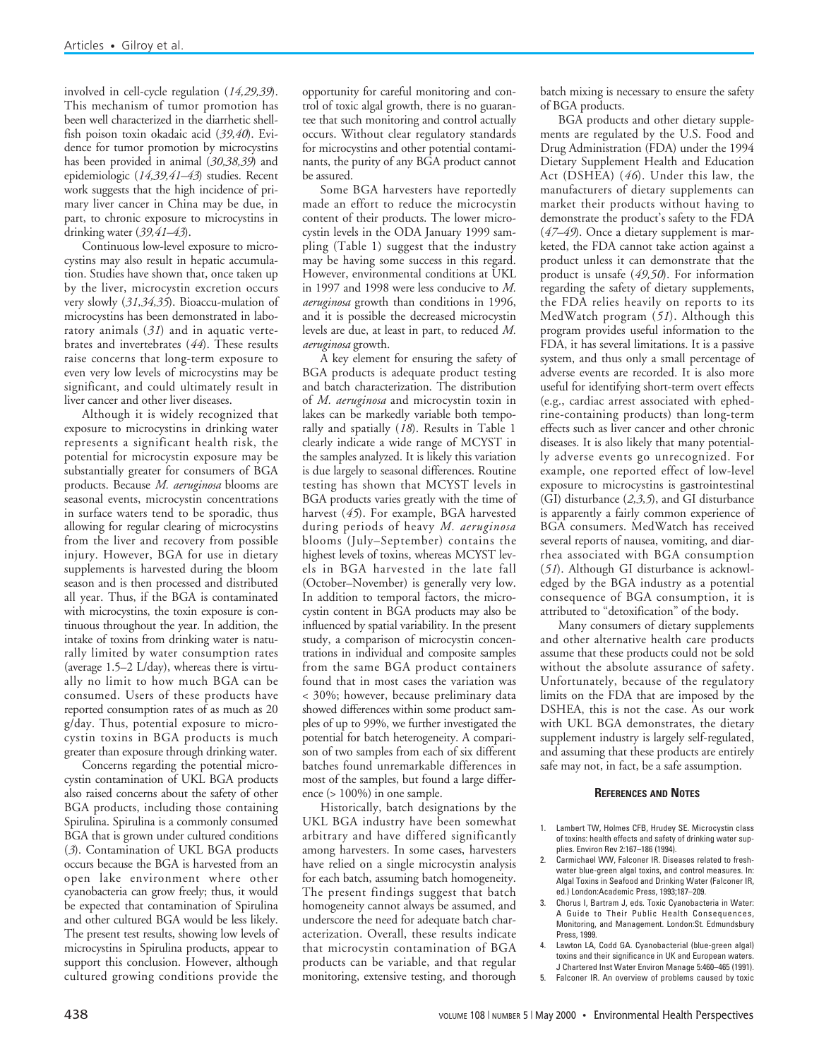involved in cell-cycle regulation (*14,29,39*). This mechanism of tumor promotion has been well characterized in the diarrhetic shellfish poison toxin okadaic acid (*39,40*). Evidence for tumor promotion by microcystins has been provided in animal (*30,38,39*) and epidemiologic (*14,39,41–43*) studies. Recent work suggests that the high incidence of primary liver cancer in China may be due, in part, to chronic exposure to microcystins in drinking water (*39,41–43*).

Continuous low-level exposure to microcystins may also result in hepatic accumulation. Studies have shown that, once taken up by the liver, microcystin excretion occurs very slowly (*31,34,35*). Bioaccu-mulation of microcystins has been demonstrated in laboratory animals (*31*) and in aquatic vertebrates and invertebrates (*44*). These results raise concerns that long-term exposure to even very low levels of microcystins may be significant, and could ultimately result in liver cancer and other liver diseases.

Although it is widely recognized that exposure to microcystins in drinking water represents a significant health risk, the potential for microcystin exposure may be substantially greater for consumers of BGA products. Because *M. aeruginosa* blooms are seasonal events, microcystin concentrations in surface waters tend to be sporadic, thus allowing for regular clearing of microcystins from the liver and recovery from possible injury. However, BGA for use in dietary supplements is harvested during the bloom season and is then processed and distributed all year. Thus, if the BGA is contaminated with microcystins, the toxin exposure is continuous throughout the year. In addition, the intake of toxins from drinking water is naturally limited by water consumption rates (average 1.5–2 L/day), whereas there is virtually no limit to how much BGA can be consumed. Users of these products have reported consumption rates of as much as 20 g/day. Thus, potential exposure to microcystin toxins in BGA products is much greater than exposure through drinking water.

Concerns regarding the potential microcystin contamination of UKL BGA products also raised concerns about the safety of other BGA products, including those containing Spirulina. Spirulina is a commonly consumed BGA that is grown under cultured conditions (*3*). Contamination of UKL BGA products occurs because the BGA is harvested from an open lake environment where other cyanobacteria can grow freely; thus, it would be expected that contamination of Spirulina and other cultured BGA would be less likely. The present test results, showing low levels of microcystins in Spirulina products, appear to support this conclusion. However, although cultured growing conditions provide the opportunity for careful monitoring and control of toxic algal growth, there is no guarantee that such monitoring and control actually occurs. Without clear regulatory standards for microcystins and other potential contaminants, the purity of any BGA product cannot be assured.

Some BGA harvesters have reportedly made an effort to reduce the microcystin content of their products. The lower microcystin levels in the ODA January 1999 sampling (Table 1) suggest that the industry may be having some success in this regard. However, environmental conditions at UKL in 1997 and 1998 were less conducive to *M. aeruginosa* growth than conditions in 1996, and it is possible the decreased microcystin levels are due, at least in part, to reduced *M. aeruginosa* growth.

A key element for ensuring the safety of BGA products is adequate product testing and batch characterization. The distribution of *M. aeruginosa* and microcystin toxin in lakes can be markedly variable both temporally and spatially (*18*). Results in Table 1 clearly indicate a wide range of MCYST in the samples analyzed. It is likely this variation is due largely to seasonal differences. Routine testing has shown that MCYST levels in BGA products varies greatly with the time of harvest (*45*). For example, BGA harvested during periods of heavy *M. aeruginosa* blooms (July–September) contains the highest levels of toxins, whereas MCYST levels in BGA harvested in the late fall (October–November) is generally very low. In addition to temporal factors, the microcystin content in BGA products may also be influenced by spatial variability. In the present study, a comparison of microcystin concentrations in individual and composite samples from the same BGA product containers found that in most cases the variation was < 30%; however, because preliminary data showed differences within some product samples of up to 99%, we further investigated the potential for batch heterogeneity. A comparison of two samples from each of six different batches found unremarkable differences in most of the samples, but found a large difference (> 100%) in one sample.

Historically, batch designations by the UKL BGA industry have been somewhat arbitrary and have differed significantly among harvesters. In some cases, harvesters have relied on a single microcystin analysis for each batch, assuming batch homogeneity. The present findings suggest that batch homogeneity cannot always be assumed, and underscore the need for adequate batch characterization. Overall, these results indicate that microcystin contamination of BGA products can be variable, and that regular monitoring, extensive testing, and thorough batch mixing is necessary to ensure the safety of BGA products.

BGA products and other dietary supplements are regulated by the U.S. Food and Drug Administration (FDA) under the 1994 Dietary Supplement Health and Education Act (DSHEA) (*46*). Under this law, the manufacturers of dietary supplements can market their products without having to demonstrate the product's safety to the FDA (*47–49*). Once a dietary supplement is marketed, the FDA cannot take action against a product unless it can demonstrate that the product is unsafe (*49,50*). For information regarding the safety of dietary supplements, the FDA relies heavily on reports to its MedWatch program (*51*). Although this program provides useful information to the FDA, it has several limitations. It is a passive system, and thus only a small percentage of adverse events are recorded. It is also more useful for identifying short-term overt effects (e.g., cardiac arrest associated with ephedrine-containing products) than long-term effects such as liver cancer and other chronic diseases. It is also likely that many potentially adverse events go unrecognized. For example, one reported effect of low-level exposure to microcystins is gastrointestinal (GI) disturbance (*2,3,5*), and GI disturbance is apparently a fairly common experience of BGA consumers. MedWatch has received several reports of nausea, vomiting, and diarrhea associated with BGA consumption (*51*). Although GI disturbance is acknowledged by the BGA industry as a potential consequence of BGA consumption, it is attributed to "detoxification" of the body.

Many consumers of dietary supplements and other alternative health care products assume that these products could not be sold without the absolute assurance of safety. Unfortunately, because of the regulatory limits on the FDA that are imposed by the DSHEA, this is not the case. As our work with UKL BGA demonstrates, the dietary supplement industry is largely self-regulated, and assuming that these products are entirely safe may not, in fact, be a safe assumption.

## REFERENCES AND NOTES

1. Lambert TW, Holmes CFB, Hrudey SE. Microcystin class of toxins: health effects and safety of drinking water supplies. Environ Rev 2:167–186 (1994).
2. Carmichael WW, Falconer IR. Diseases related to freshwater blue-green algal toxins, and control measures. In: Algal Toxins in Seafood and Drinking Water (Falconer IR, ed.) London:Academic Press, 1993;187–209.
3. Chorus I, Bartram J, eds. Toxic Cyanobacteria in Water: A Guide to Their Public Health Consequences, Monitoring, and Management. London:St. Edmundsbury Press, 1999.
4. Lawton LA, Codd GA. Cyanobacterial (blue-green algal) toxins and their significance in UK and European waters. J Chartered Inst Water Environ Manage 5:460–465 (1991).
5. Falconer IR. An overview of problems caused by toxic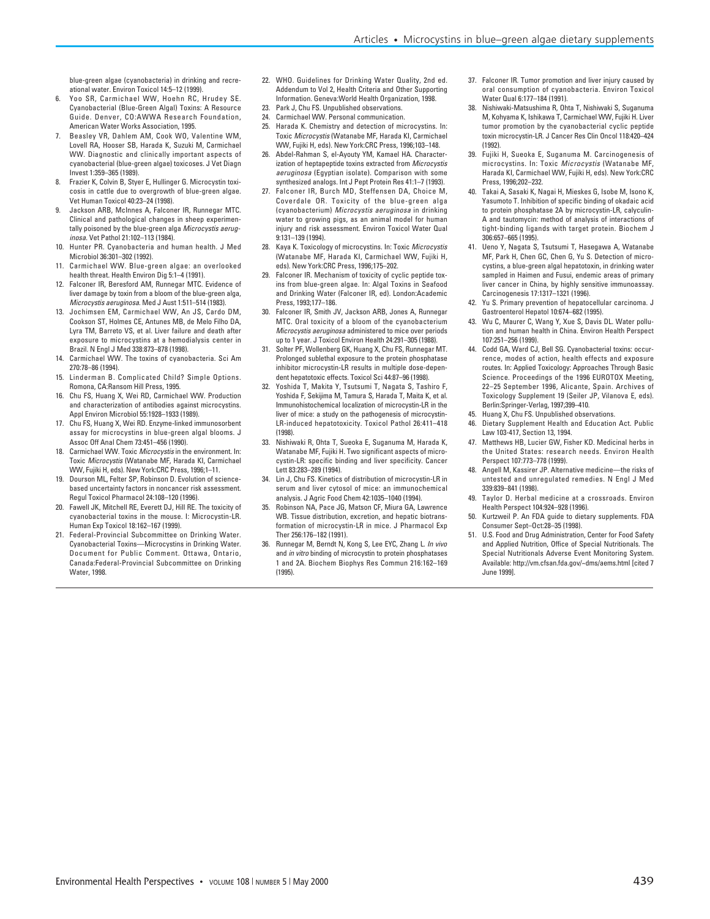blue-green algae (cyanobacteria) in drinking and recreational water. Environ Toxicol 14:5–12 (1999).

6. Yoo SR, Carmichael WW, Hoehn RC, Hrudey SE. Cyanobacterial (Blue-Green Algal) Toxins: A Resource Guide. Denver, CO:AWWA Research Foundation, American Water Works Association, 1995.
7. Beasley VR, Dahlem AM, Cook WO, Valentine WM, Lovell RA, Hooser SB, Harada K, Suzuki M, Carmichael WW. Diagnostic and clinically important aspects of cyanobacterial (blue-green algae) toxicoses. J Vet Diagn Invest 1:359–365 (1989).
8. Frazier K, Colvin B, Styer E, Hullinger G. Microcystin toxicosis in cattle due to overgrowth of blue-green algae. Vet Human Toxicol 40:23–24 (1998).
9. Jackson ARB, McInnes A, Falconer IR, Runnegar MTC. Clinical and pathological changes in sheep experimentally poisoned by the blue-green alga *Microcystis aeruginosa*. Vet Pathol 21:102–113 (1984).
10. Hunter PR. Cyanobacteria and human health. J Med Microbiol 36:301–302 (1992).
11. Carmichael WW. Blue-green algae: an overlooked health threat. Health Environ Dig 5:1–4 (1991).
12. Falconer IR, Beresford AM, Runnegar MTC. Evidence of liver damage by toxin from a bloom of the blue-green alga, *Microcystis aeruginosa*. Med J Aust 1:511–514 (1983).
13. Jochimsen EM, Carmichael WW, An JS, Cardo DM, Cookson ST, Holmes CE, Antunes MB, de Melo Filho DA, Lyra TM, Barreto VS, et al. Liver failure and death after exposure to microcystins at a hemodialysis center in Brazil. N Engl J Med 338:873–878 (1998).
14. Carmichael WW. The toxins of cyanobacteria. Sci Am 270:78–86 (1994).
15. Linderman B. Complicated Child? Simple Options. Romona, CA:Ransom Hill Press, 1995.
16. Chu FS, Huang X, Wei RD, Carmichael WW. Production and characterization of antibodies against microcystins. Appl Environ Microbiol 55:1928–1933 (1989).
17. Chu FS, Huang X, Wei RD. Enzyme-linked immunosorbent assay for microcystins in blue-green algal blooms. J Assoc Off Anal Chem 73:451–456 (1990).
18. Carmichael WW. Toxic *Microcystis* in the environment. In: Toxic *Microcystis* (Watanabe MF, Harada KI, Carmichael WW, Fujiki H, eds). New York:CRC Press, 1996;1–11.
19. Dourson ML, Felter SP, Robinson D. Evolution of science-based uncertainty factors in noncancer risk assessment. Regul Toxicol Pharmacol 24:108–120 (1996).
20. Fawell JK, Mitchell RE, Everett DJ, Hill RE. The toxicity of cyanobacterial toxins in the mouse. I: Microcystin-LR. Human Exp Toxicol 18:162–167 (1999).
21. Federal-Provincial Subcommittee on Drinking Water. Cyanobacterial Toxins—Microcystins in Drinking Water. Document for Public Comment. Ottawa, Ontario, Canada:Federal-Provincial Subcommittee on Drinking Water, 1998.
22. WHO. Guidelines for Drinking Water Quality, 2nd ed. Addendum to Vol 2, Health Criteria and Other Supporting Information. Geneva:World Health Organization, 1998.
23. Park J, Chu FS. Unpublished observations.
24. Carmichael WW. Personal communication.
25. Harada K. Chemistry and detection of microcystins. In: Toxic *Microcystis* (Watanabe MF, Harada KI, Carmichael WW, Fujiki H, eds). New York:CRC Press, 1996;103–148.
26. Abdel-Rahman S, el-Ayouty YM, Kamael HA. Characterization of heptapeptide toxins extracted from *Microcystis aeruginosa* (Egyptian isolate). Comparison with some synthesized analogs. Int J Pept Protein Res 41:1–7 (1993).
27. Falconer IR, Burch MD, Steffensen DA, Choice M, Coverdale OR. Toxicity of the blue-green alga (cyanobacterium) *Microcystis aeruginosa* in drinking water to growing pigs, as an animal model for human injury and risk assessment. Environ Toxicol Water Qual 9:131–139 (1994).
28. Kaya K. Toxicology of microcystins. In: Toxic *Microcystis* (Watanabe MF, Harada KI, Carmichael WW, Fujiki H, eds). New York:CRC Press, 1996;175–202.
29. Falconer IR. Mechanism of toxicity of cyclic peptide toxins from blue-green algae. In: Algal Toxins in Seafood and Drinking Water (Falconer IR, ed). London:Academic Press, 1993;177–186.
30. Falconer IR, Smith JV, Jackson ARB, Jones A, Runnegar MTC. Oral toxicity of a bloom of the cyanobacterium *Microcystis aeruginosa* administered to mice over periods up to 1 year. J Toxicol Environ Health 24:291–305 (1988).
31. Solter PF, Wollenberg GK, Huang X, Chu FS, Runnegar MT. Prolonged sublethal exposure to the protein phosphatase inhibitor microcystin-LR results in multiple dose-dependent hepatotoxic effects. Toxicol Sci 44:87–96 (1998).
32. Yoshida T, Makita Y, Tsutsumi T, Nagata S, Tashiro F, Yoshida F, Sekijima M, Tamura S, Harada T, Maita K, et al. Immunohistochemical localization of microcystin-LR in the liver of mice: a study on the pathogenesis of microcystin-LR-induced hepatotoxicity. Toxicol Pathol 26:411–418 (1998).
33. Nishiwaki R, Ohta T, Sueoka E, Suganuma M, Harada K, Watanabe MF, Fujiki H. Two significant aspects of microcystin-LR: specific binding and liver specificity. Cancer Lett 83:283–289 (1994).
34. Lin J, Chu FS. Kinetics of distribution of microcystin-LR in serum and liver cytosol of mice: an immunochemical analysis. J Agric Food Chem 42:1035–1040 (1994).
35. Robinson NA, Pace JG, Matson CF, Miura GA, Lawrence WB. Tissue distribution, excretion, and hepatic biotransformation of microcystin-LR in mice. J Pharmacol Exp Ther 256:176–182 (1991).
36. Runnegar M, Berndt N, Kong S, Lee EYC, Zhang L. *In vivo* and *in vitro* binding of microcystin to protein phosphatases 1 and 2A. Biochem Biophys Res Commun 216:162–169 (1995).
37. Falconer IR. Tumor promotion and liver injury caused by oral consumption of cyanobacteria. Environ Toxicol Water Qual 6:177–184 (1991).
38. Nishiwaki-Matsushima R, Ohta T, Nishiwaki S, Suganuma M, Kohyama K, Ishikawa T, Carmichael WW, Fujiki H. Liver tumor promotion by the cyanobacterial cyclic peptide toxin microcystin-LR. J Cancer Res Clin Oncol 118:420–424 (1992).
39. Fujiki H, Sueoka E, Suganuma M. Carcinogenesis of microcystins. In: Toxic *Microcystis* (Watanabe MF, Harada KI, Carmichael WW, Fujiki H, eds). New York:CRC Press, 1996;202–232.
40. Takai A, Sasaki K, Nagai H, Mieskes G, Isobe M, Isono K, Yasumoto T. Inhibition of specific binding of okadaic acid to protein phosphatase 2A by microcystin-LR, calyculin-A and tautomycin: method of analysis of interactions of tight-binding ligands with target protein. Biochem J 306:657–665 (1995).
41. Ueno Y, Nagata S, Tsutsumi T, Hasegawa A, Watanabe MF, Park H, Chen GC, Chen G, Yu S. Detection of microcystins, a blue-green algal hepatotoxin, in drinking water sampled in Haimen and Fusui, endemic areas of primary liver cancer in China, by highly sensitive immunoassay. Carcinogenesis 17:1317–1321 (1996).
42. Yu S. Primary prevention of hepatocellular carcinoma. J Gastroenterol Hepatol 10:674–682 (1995).
43. Wu C, Maurer C, Wang Y, Xue S, Davis DL. Water pollution and human health in China. Environ Health Perspect 107:251–256 (1999).
44. Codd GA, Ward CJ, Bell SG. Cyanobacterial toxins: occurrence, modes of action, health effects and exposure routes. In: Applied Toxicology: Approaches Through Basic Science. Proceedings of the 1996 EUROTOX Meeting, 22–25 September 1996, Alicante, Spain. Archives of Toxicology Supplement 19 (Seiler JP, Vilanova E, eds). Berlin:Springer-Verlag, 1997;399–410.
45. Huang X, Chu FS. Unpublished observations.
46. Dietary Supplement Health and Education Act. Public Law 103-417, Section 13, 1994.
47. Matthews HB, Lucier GW, Fisher KD. Medicinal herbs in the United States: research needs. Environ Health Perspect 107:773–778 (1999).
48. Angell M, Kassirer JP. Alternative medicine—the risks of untested and unregulated remedies. N Engl J Med 339:839–841 (1998).
49. Taylor D. Herbal medicine at a crossroads. Environ Health Perspect 104:924–928 (1996).
50. Kurtzweil P. An FDA guide to dietary supplements. FDA Consumer Sept–Oct:28–35 (1998).
51. U.S. Food and Drug Administration, Center for Food Safety and Applied Nutrition, Office of Special Nutritionals. The Special Nutritionals Adverse Event Monitoring System. Available: http://vm.cfsan.fda.gov/~dms/aems.html [cited 7 June 1999].